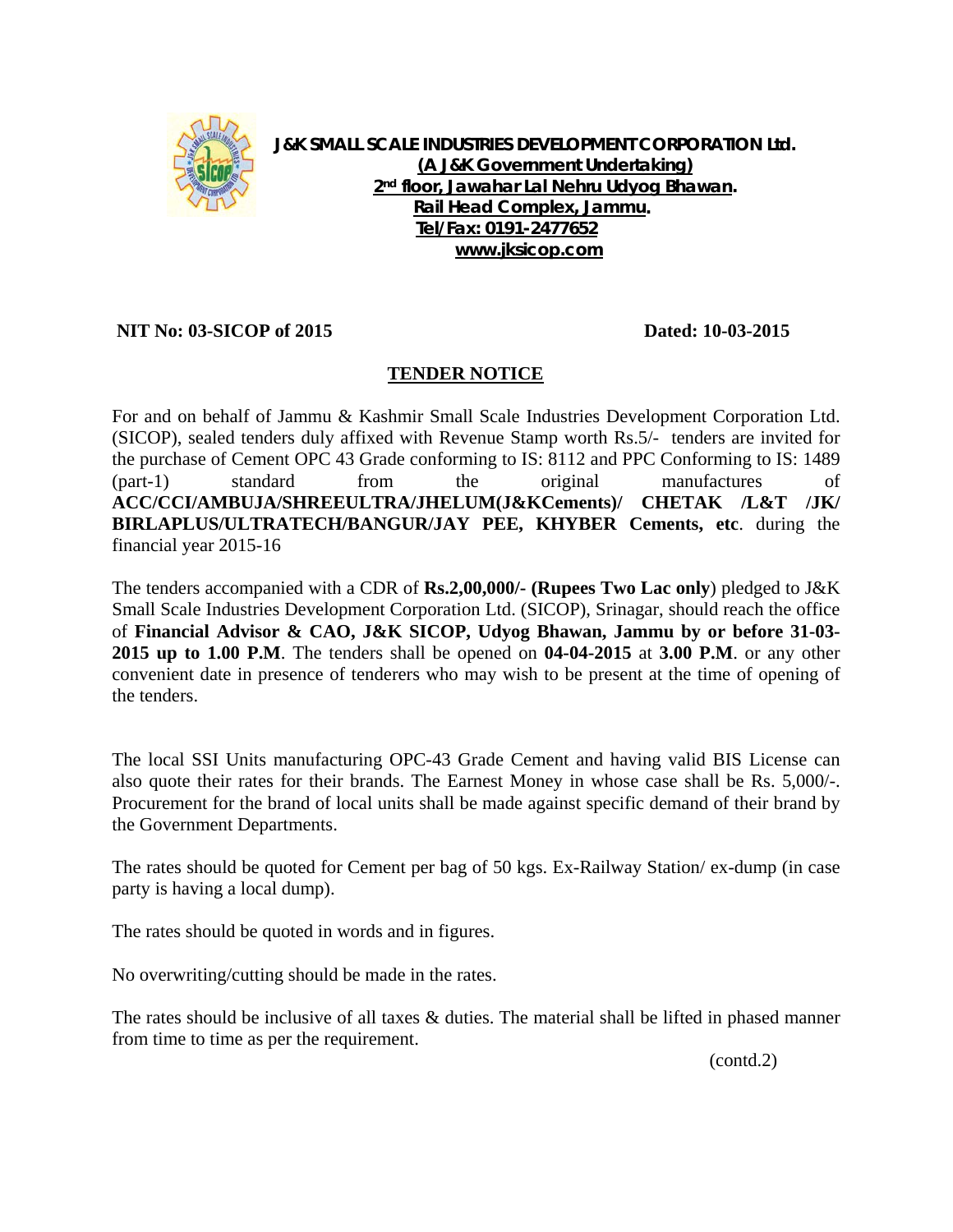**J&K SMALL SCALE INDUSTRIES DEVELOPMENT CORPORATION Ltd.**
**(A J&K Government Undertaking)**
**2nd floor, Jawahar Lal Nehru Udyog Bhawan.**
**Rail Head Complex, Jammu.**
**Tel/Fax: 0191-2477652**
**www.jksicop.com**

**NIT No: 03-SICOP of 2015** **Dated: 10-03-2015**

## TENDER NOTICE

For and on behalf of Jammu & Kashmir Small Scale Industries Development Corporation Ltd. (SICOP), sealed tenders duly affixed with Revenue Stamp worth Rs.5/- tenders are invited for the purchase of Cement OPC 43 Grade conforming to IS: 8112 and PPC Conforming to IS: 1489 (part-1) standard from the original manufactures of **ACC/CCI/AMBUJA/SHREEULTRA/JHELUM(J&KCements)/ CHETAK /L&T /JK/ BIRLAPLUS/ULTRATECH/BANGUR/JAY PEE, KHYBER Cements, etc**. during the financial year 2015-16

The tenders accompanied with a CDR of **Rs.2,00,000/- (Rupees Two Lac only**) pledged to J&K Small Scale Industries Development Corporation Ltd. (SICOP), Srinagar, should reach the office of **Financial Advisor & CAO, J&K SICOP, Udyog Bhawan, Jammu by or before 31-03-2015 up to 1.00 P.M**. The tenders shall be opened on **04-04-2015** at **3.00 P.M**. or any other convenient date in presence of tenderers who may wish to be present at the time of opening of the tenders.

The local SSI Units manufacturing OPC-43 Grade Cement and having valid BIS License can also quote their rates for their brands. The Earnest Money in whose case shall be Rs. 5,000/-. Procurement for the brand of local units shall be made against specific demand of their brand by the Government Departments.

The rates should be quoted for Cement per bag of 50 kgs. Ex-Railway Station/ ex-dump (in case party is having a local dump).

The rates should be quoted in words and in figures.

No overwriting/cutting should be made in the rates.

The rates should be inclusive of all taxes & duties. The material shall be lifted in phased manner from time to time as per the requirement.

(contd.2)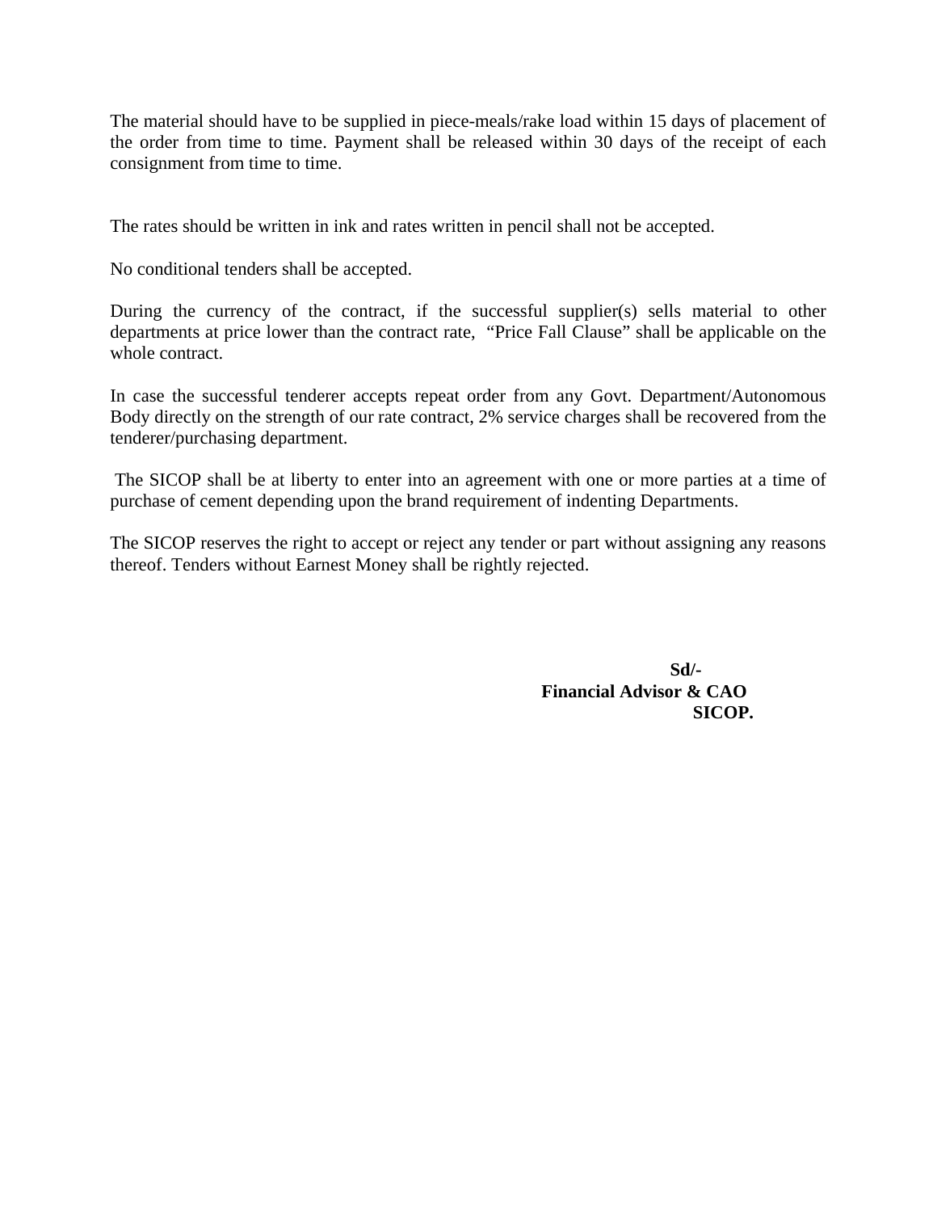The material should have to be supplied in piece-meals/rake load within 15 days of placement of the order from time to time. Payment shall be released within 30 days of the receipt of each consignment from time to time.

The rates should be written in ink and rates written in pencil shall not be accepted.

No conditional tenders shall be accepted.

During the currency of the contract, if the successful supplier(s) sells material to other departments at price lower than the contract rate, "Price Fall Clause" shall be applicable on the whole contract.

In case the successful tenderer accepts repeat order from any Govt. Department/Autonomous Body directly on the strength of our rate contract, 2% service charges shall be recovered from the tenderer/purchasing department.

The SICOP shall be at liberty to enter into an agreement with one or more parties at a time of purchase of cement depending upon the brand requirement of indenting Departments.

The SICOP reserves the right to accept or reject any tender or part without assigning any reasons thereof. Tenders without Earnest Money shall be rightly rejected.

**Sd/-**
**Financial Advisor & CAO**
**SICOP.**